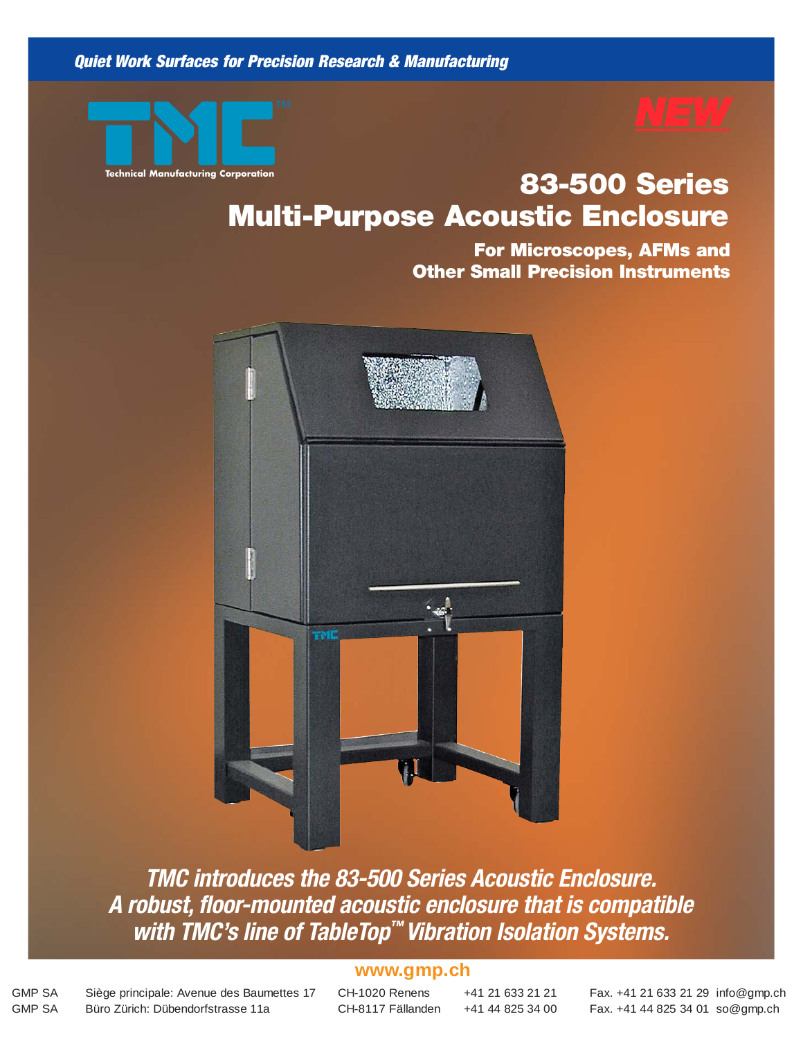*Quiet Work Surfaces for Precision Research & Manufacturing*

TMC™

Technical Manufacturing Corporation

**NEW**

# 83-500 Series Multi-Purpose Acoustic Enclosure

## For Microscopes, AFMs and Other Small Precision Instruments

***TMC introduces the 83-500 Series Acoustic Enclosure. A robust, floor-mounted acoustic enclosure that is compatible with TMC's line of TableTop™ Vibration Isolation Systems.***

**www.gmp.ch**

| | | | | |
|---|---|---|---|---|
| GMP SA | Siège principale: Avenue des Baumettes 17 | CH-1020 Renens | +41 21 633 21 21 | Fax. +41 21 633 21 29 info@gmp.ch |
| GMP SA | Büro Zürich: Dübendorfstrasse 11a | CH-8117 Fällanden | +41 44 825 34 00 | Fax. +41 44 825 34 01 so@gmp.ch |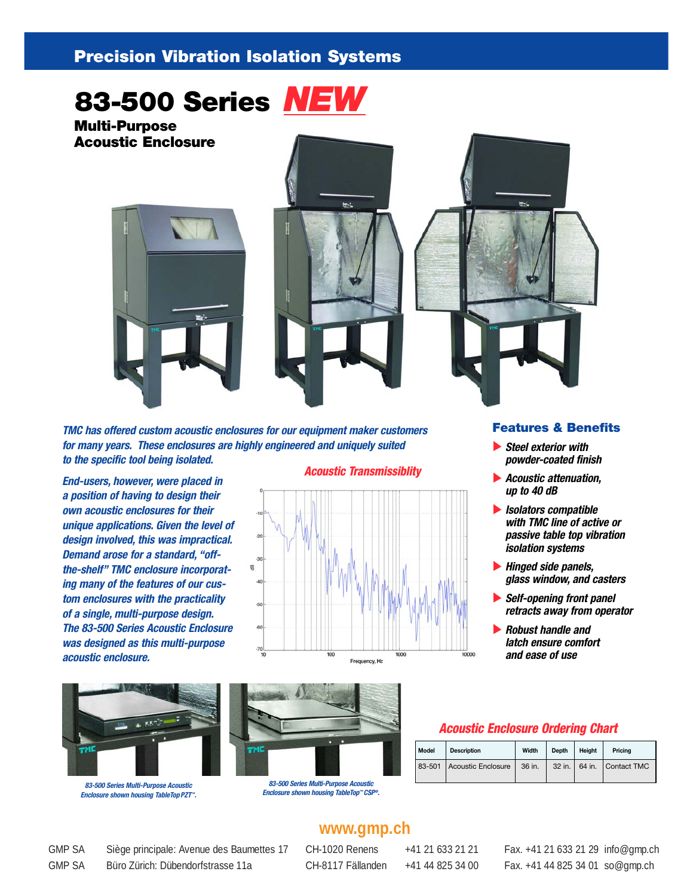## Precision Vibration Isolation Systems

# 83-500 Series *NEW*

### Multi-Purpose Acoustic Enclosure

*TMC has offered custom acoustic enclosures for our equipment maker customers for many years. These enclosures are highly engineered and uniquely suited to the specific tool being isolated.*

*End-users, however, were placed in a position of having to design their own acoustic enclosures for their unique applications. Given the level of design involved, this was impractical. Demand arose for a standard, "off-the-shelf" TMC enclosure incorporating many of the features of our custom enclosures with the practicality of a single, multi-purpose design. The 83-500 Series Acoustic Enclosure was designed as this multi-purpose acoustic enclosure.*

**Acoustic Transmissiblity**

## Features & Benefits

- *Steel exterior with powder-coated finish*
- *Acoustic attenuation, up to 40 dB*
- *Isolators compatible with TMC line of active or passive table top vibration isolation systems*
- *Hinged side panels, glass window, and casters*
- *Self-opening front panel retracts away from operator*
- *Robust handle and latch ensure comfort and ease of use*

*83-500 Series Multi-Purpose Acoustic Enclosure shown housing TableTop PZT™.*

*83-500 Series Multi-Purpose Acoustic Enclosure shown housing TableTop™ CSP®.*

**Acoustic Enclosure Ordering Chart**

| Model | Description | Width | Depth | Height | Pricing |
|---|---|---|---|---|---|
| 83-501 | Acoustic Enclosure | 36 in. | 32 in. | 64 in. | Contact TMC |

www.gmp.ch

GMP SA Siège principale: Avenue des Baumettes 17 CH-1020 Renens +41 21 633 21 21 Fax. +41 21 633 21 29 info@gmp.ch
GMP SA Büro Zürich: Dübendorfstrasse 11a CH-8117 Fällanden +41 44 825 34 00 Fax. +41 44 825 34 01 so@gmp.ch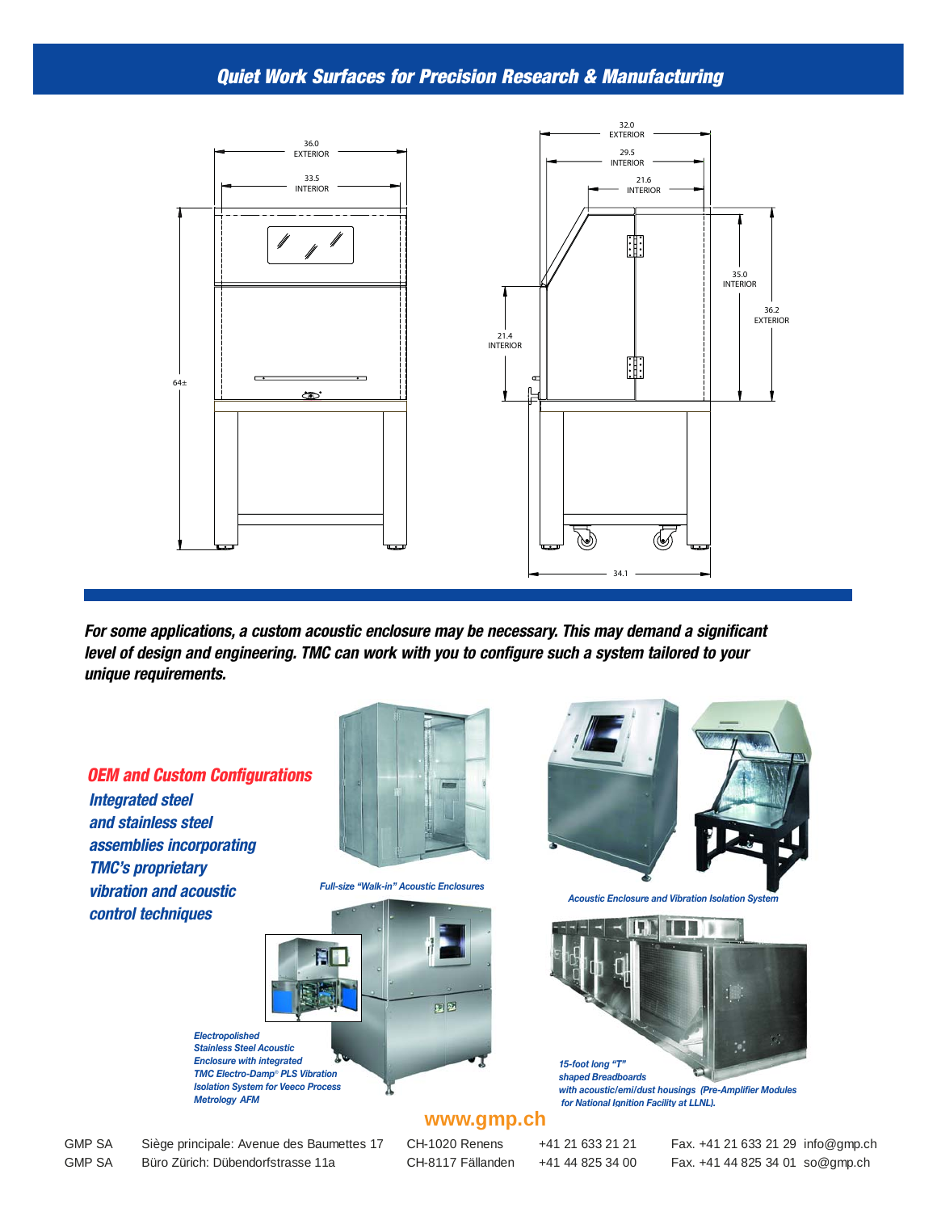## Quiet Work Surfaces for Precision Research & Manufacturing

36.0 EXTERIOR

33.5 INTERIOR

64±

32.0 EXTERIOR

29.5 INTERIOR

21.6 INTERIOR

35.0 INTERIOR

36.2 EXTERIOR

21.4 INTERIOR

34.1

***For some applications, a custom acoustic enclosure may be necessary. This may demand a significant level of design and engineering. TMC can work with you to configure such a system tailored to your unique requirements.***

### *OEM and Custom Configurations*

***Integrated steel and stainless steel assemblies incorporating TMC's proprietary vibration and acoustic control techniques***

*Full-size "Walk-in" Acoustic Enclosures*

*Acoustic Enclosure and Vibration Isolation System*

*Electropolished Stainless Steel Acoustic Enclosure with integrated TMC Electro-Damp® PLS Vibration Isolation System for Veeco Process Metrology AFM*

*15-foot long "T" shaped Breadboards with acoustic/emi/dust housings (Pre-Amplifier Modules for National Ignition Facility at LLNL).*

**www.gmp.ch**

| | | | | | |
|---|---|---|---|---|---|
| GMP SA | Siège principale: Avenue des Baumettes 17 | CH-1020 Renens | +41 21 633 21 21 | Fax. +41 21 633 21 29 | info@gmp.ch |
| GMP SA | Büro Zürich: Dübendorfstrasse 11a | CH-8117 Fällanden | +41 44 825 34 00 | Fax. +41 44 825 34 01 | so@gmp.ch |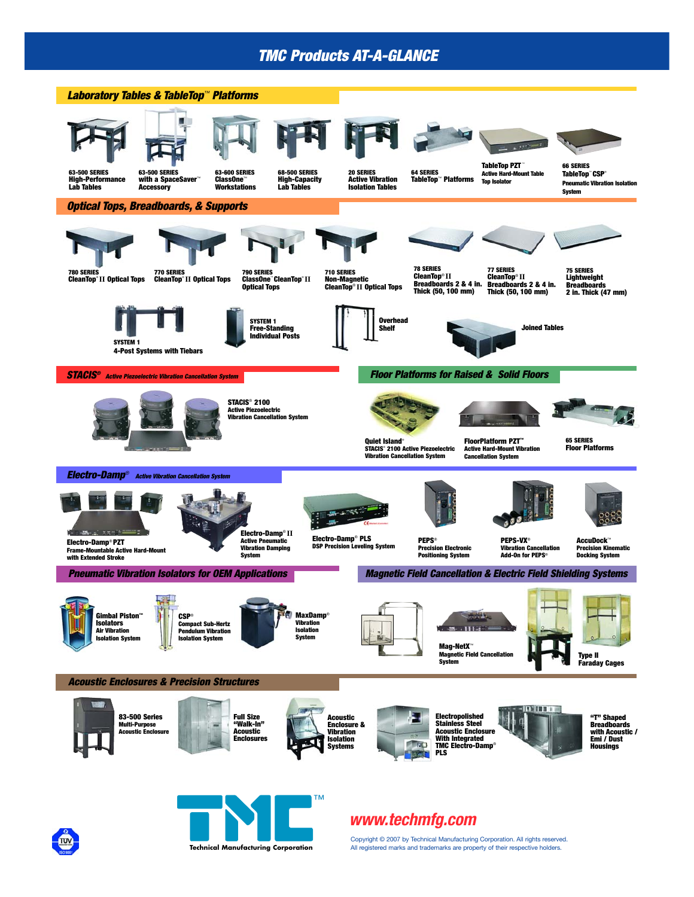# TMC Products AT-A-GLANCE

## Laboratory Tables & TableTop™ Platforms

**63-500 SERIES**
**High-Performance Lab Tables**

**63-500 SERIES**
**with a SpaceSaver™ Accessory**

**63-600 SERIES**
**ClassOne™ Workstations**

**68-500 SERIES**
**High-Capacity Lab Tables**

**20 SERIES**
**Active Vibration Isolation Tables**

**64 SERIES**
**TableTop™ Platforms**

**TableTop PZT™**
Active Hard-Mount Table Top Isolator

**66 SERIES**
**TableTop™ CSP®**
Pneumatic Vibration Isolation System

## Optical Tops, Breadboards, & Supports

**780 SERIES**
**CleanTop® II Optical Tops**

**770 SERIES**
**CleanTop® II Optical Tops**

**790 SERIES**
**ClassOne™ CleanTop® II Optical Tops**

**710 SERIES**
**Non-Magnetic CleanTop® II Optical Tops**

**78 SERIES**
**CleanTop® II Breadboards 2 & 4 in. Thick (50, 100 mm)**

**77 SERIES**
**CleanTop® II Breadboards 2 & 4 in. Thick (50, 100 mm)**

**75 SERIES**
**Lightweight Breadboards 2 in. Thick (47 mm)**

**SYSTEM 1**
**4-Post Systems with Tiebars**

**SYSTEM 1**
**Free-Standing Individual Posts**

**Overhead Shelf**

**Joined Tables**

## STACIS® Active Piezoelectric Vibration Cancellation System

**STACIS® 2100**
Active Piezoelectric Vibration Cancellation System

## Floor Platforms for Raised & Solid Floors

**Quiet Island®**
STACIS® 2100 Active Piezoelectric Vibration Cancellation System

**FloorPlatform PZT™**
Active Hard-Mount Vibration Cancellation System

**65 SERIES**
**Floor Platforms**

## Electro-Damp® Active Vibration Cancellation System

**Electro-Damp® PZT**
Frame-Mountable Active Hard-Mount with Extended Stroke

**Electro-Damp® II**
Active Pneumatic Vibration Damping System

**Electro-Damp® PLS**
DSP Precision Leveling System

**PEPS®**
Precision Electronic Positioning System

**PEPS-VX®**
Vibration Cancellation Add-On for PEPS®

**AccuDock™**
Precision Kinematic Docking System

## Pneumatic Vibration Isolators for OEM Applications

**Gimbal Piston™ Isolators**
Air Vibration Isolation System

**CSP®**
Compact Sub-Hertz Pendulum Vibration Isolation System

**MaxDamp®**
Vibration Isolation System

## Magnetic Field Cancellation & Electric Field Shielding Systems

**Mag-NetX™**
Magnetic Field Cancellation System

**Type II Faraday Cages**

## Acoustic Enclosures & Precision Structures

**83-500 Series**
Multi-Purpose Acoustic Enclosure

**Full Size "Walk-In" Acoustic Enclosures**

**Acoustic Enclosure & Vibration Isolation Systems**

**Electropolished Stainless Steel Acoustic Enclosure With Integrated TMC Electro-Damp® PLS**

**"T" Shaped Breadboards with Acoustic / Emi / Dust Housings**

TMC™
Technical Manufacturing Corporation

www.techmfg.com

Copyright © 2007 by Technical Manufacturing Corporation. All rights reserved.
All registered marks and trademarks are property of their respective holders.